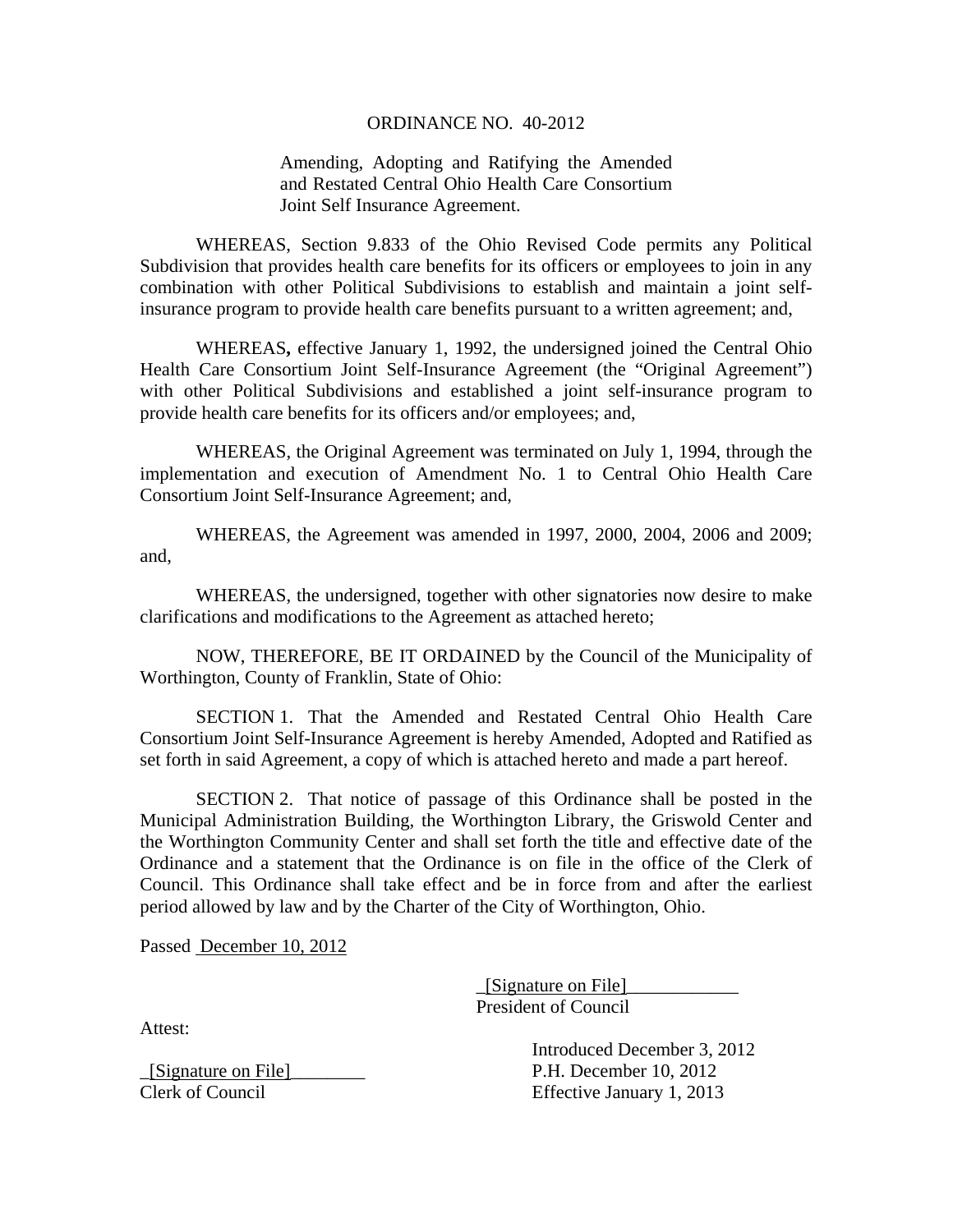# ORDINANCE NO. 40-2012

Amending, Adopting and Ratifying the Amended and Restated Central Ohio Health Care Consortium Joint Self Insurance Agreement.

WHEREAS, Section 9.833 of the Ohio Revised Code permits any Political Subdivision that provides health care benefits for its officers or employees to join in any combination with other Political Subdivisions to establish and maintain a joint self-insurance program to provide health care benefits pursuant to a written agreement; and,

WHEREAS**,** effective January 1, 1992, the undersigned joined the Central Ohio Health Care Consortium Joint Self-Insurance Agreement (the "Original Agreement") with other Political Subdivisions and established a joint self-insurance program to provide health care benefits for its officers and/or employees; and,

WHEREAS, the Original Agreement was terminated on July 1, 1994, through the implementation and execution of Amendment No. 1 to Central Ohio Health Care Consortium Joint Self-Insurance Agreement; and,

WHEREAS, the Agreement was amended in 1997, 2000, 2004, 2006 and 2009; and,

WHEREAS, the undersigned, together with other signatories now desire to make clarifications and modifications to the Agreement as attached hereto;

NOW, THEREFORE, BE IT ORDAINED by the Council of the Municipality of Worthington, County of Franklin, State of Ohio:

SECTION 1. That the Amended and Restated Central Ohio Health Care Consortium Joint Self-Insurance Agreement is hereby Amended, Adopted and Ratified as set forth in said Agreement, a copy of which is attached hereto and made a part hereof.

SECTION 2. That notice of passage of this Ordinance shall be posted in the Municipal Administration Building, the Worthington Library, the Griswold Center and the Worthington Community Center and shall set forth the title and effective date of the Ordinance and a statement that the Ordinance is on file in the office of the Clerk of Council. This Ordinance shall take effect and be in force from and after the earliest period allowed by law and by the Charter of the City of Worthington, Ohio.

Passed December 10, 2012

_[Signature on File]____________
President of Council

Attest:

_[Signature on File]________
Clerk of Council

Introduced December 3, 2012
P.H. December 10, 2012
Effective January 1, 2013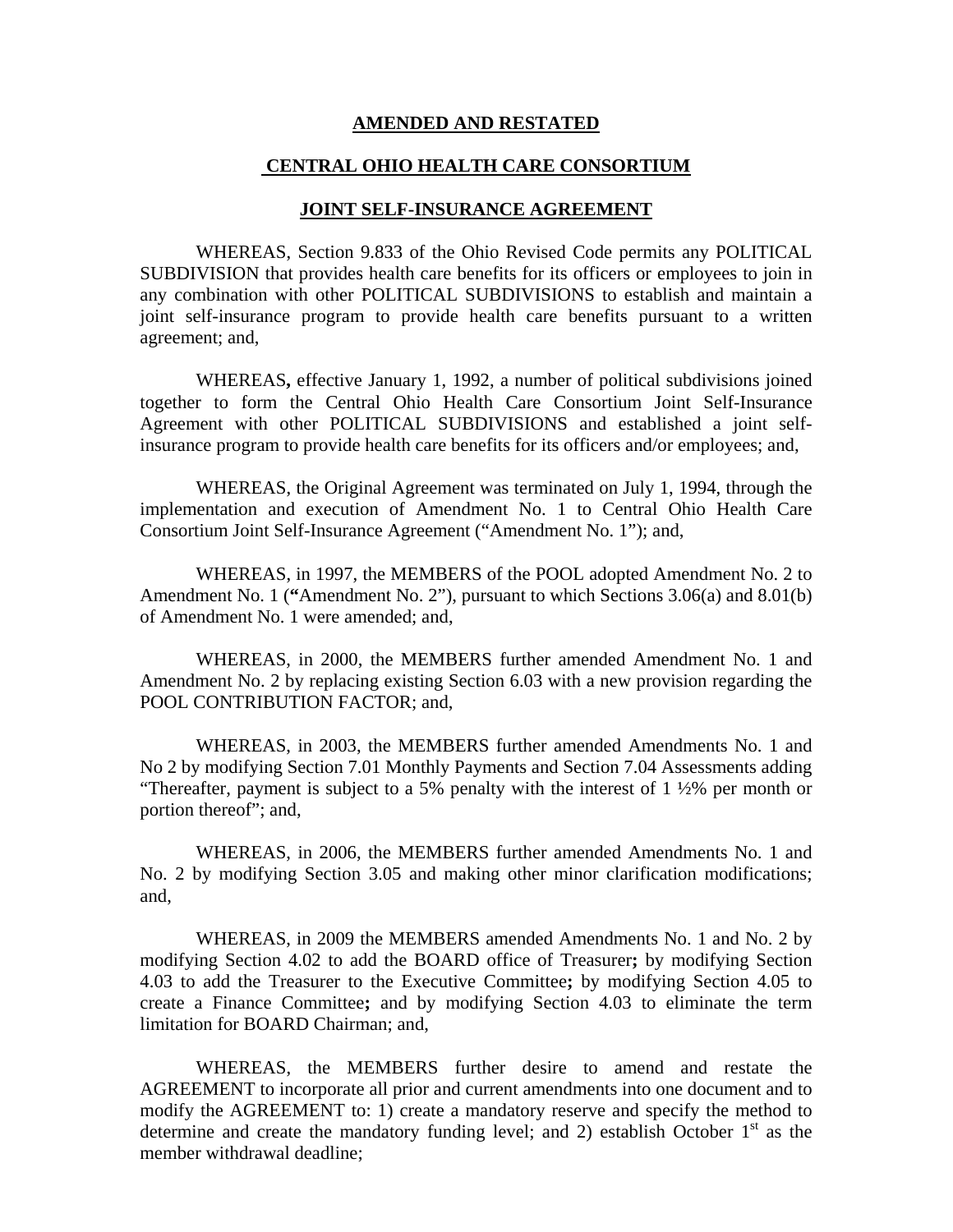**AMENDED AND RESTATED**

**CENTRAL OHIO HEALTH CARE CONSORTIUM**

**JOINT SELF-INSURANCE AGREEMENT**

WHEREAS, Section 9.833 of the Ohio Revised Code permits any POLITICAL SUBDIVISION that provides health care benefits for its officers or employees to join in any combination with other POLITICAL SUBDIVISIONS to establish and maintain a joint self-insurance program to provide health care benefits pursuant to a written agreement; and,

WHEREAS**,** effective January 1, 1992, a number of political subdivisions joined together to form the Central Ohio Health Care Consortium Joint Self-Insurance Agreement with other POLITICAL SUBDIVISIONS and established a joint self-insurance program to provide health care benefits for its officers and/or employees; and,

WHEREAS, the Original Agreement was terminated on July 1, 1994, through the implementation and execution of Amendment No. 1 to Central Ohio Health Care Consortium Joint Self-Insurance Agreement ("Amendment No. 1"); and,

WHEREAS, in 1997, the MEMBERS of the POOL adopted Amendment No. 2 to Amendment No. 1 (**"**Amendment No. 2"), pursuant to which Sections 3.06(a) and 8.01(b) of Amendment No. 1 were amended; and,

WHEREAS, in 2000, the MEMBERS further amended Amendment No. 1 and Amendment No. 2 by replacing existing Section 6.03 with a new provision regarding the POOL CONTRIBUTION FACTOR; and,

WHEREAS, in 2003, the MEMBERS further amended Amendments No. 1 and No 2 by modifying Section 7.01 Monthly Payments and Section 7.04 Assessments adding "Thereafter, payment is subject to a 5% penalty with the interest of 1 ½% per month or portion thereof"; and,

WHEREAS, in 2006, the MEMBERS further amended Amendments No. 1 and No. 2 by modifying Section 3.05 and making other minor clarification modifications; and,

WHEREAS, in 2009 the MEMBERS amended Amendments No. 1 and No. 2 by modifying Section 4.02 to add the BOARD office of Treasurer**;** by modifying Section 4.03 to add the Treasurer to the Executive Committee**;** by modifying Section 4.05 to create a Finance Committee**;** and by modifying Section 4.03 to eliminate the term limitation for BOARD Chairman; and,

WHEREAS, the MEMBERS further desire to amend and restate the AGREEMENT to incorporate all prior and current amendments into one document and to modify the AGREEMENT to: 1) create a mandatory reserve and specify the method to determine and create the mandatory funding level; and 2) establish October 1st as the member withdrawal deadline;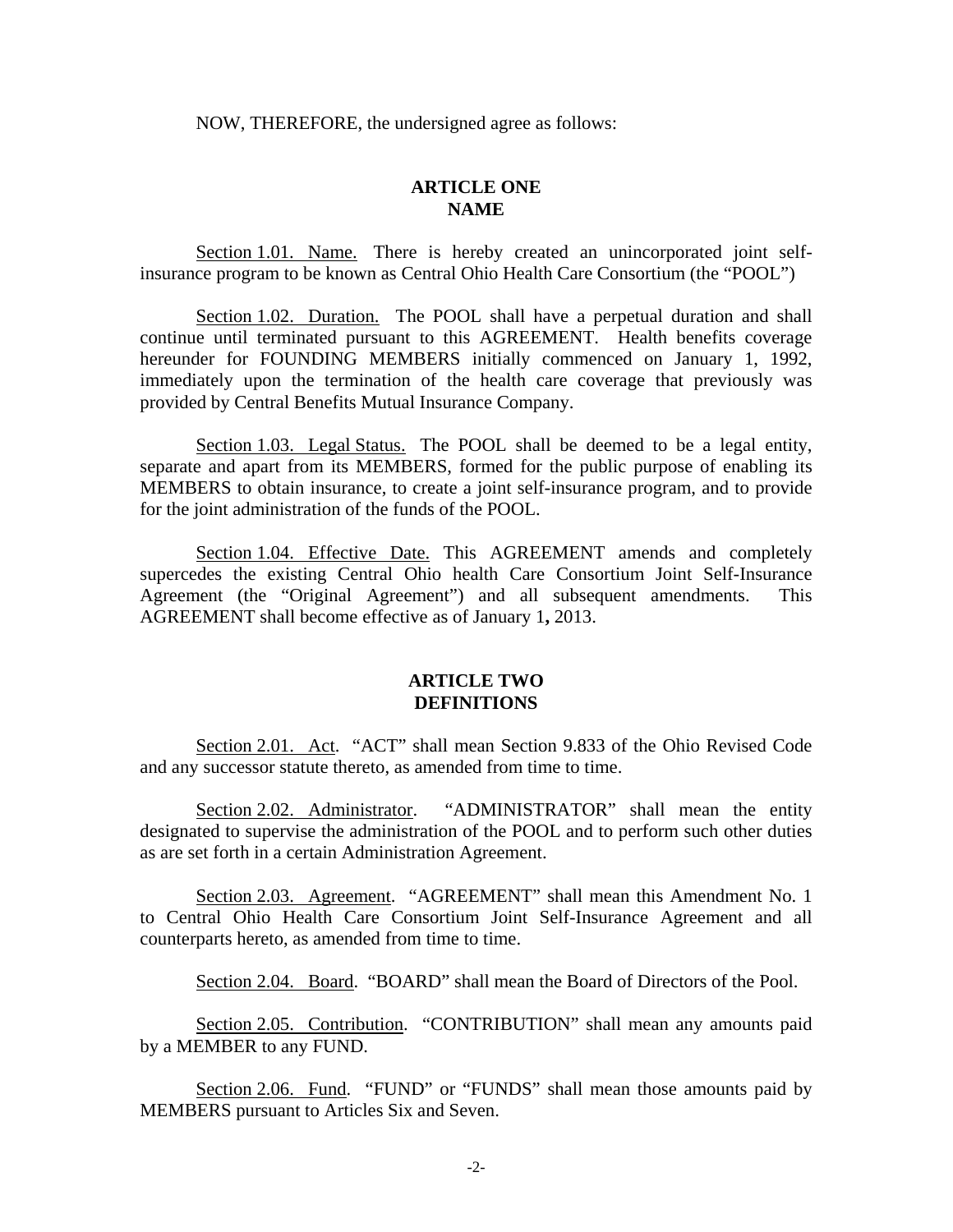NOW, THEREFORE, the undersigned agree as follows:

## ARTICLE ONE
## NAME

Section 1.01. Name. There is hereby created an unincorporated joint self-insurance program to be known as Central Ohio Health Care Consortium (the "POOL")

Section 1.02. Duration. The POOL shall have a perpetual duration and shall continue until terminated pursuant to this AGREEMENT. Health benefits coverage hereunder for FOUNDING MEMBERS initially commenced on January 1, 1992, immediately upon the termination of the health care coverage that previously was provided by Central Benefits Mutual Insurance Company.

Section 1.03. Legal Status. The POOL shall be deemed to be a legal entity, separate and apart from its MEMBERS, formed for the public purpose of enabling its MEMBERS to obtain insurance, to create a joint self-insurance program, and to provide for the joint administration of the funds of the POOL.

Section 1.04. Effective Date. This AGREEMENT amends and completely supercedes the existing Central Ohio health Care Consortium Joint Self-Insurance Agreement (the "Original Agreement") and all subsequent amendments. This AGREEMENT shall become effective as of January 1**,** 2013.

## ARTICLE TWO
## DEFINITIONS

Section 2.01. Act. "ACT" shall mean Section 9.833 of the Ohio Revised Code and any successor statute thereto, as amended from time to time.

Section 2.02. Administrator. "ADMINISTRATOR" shall mean the entity designated to supervise the administration of the POOL and to perform such other duties as are set forth in a certain Administration Agreement.

Section 2.03. Agreement. "AGREEMENT" shall mean this Amendment No. 1 to Central Ohio Health Care Consortium Joint Self-Insurance Agreement and all counterparts hereto, as amended from time to time.

Section 2.04. Board. "BOARD" shall mean the Board of Directors of the Pool.

Section 2.05. Contribution. "CONTRIBUTION" shall mean any amounts paid by a MEMBER to any FUND.

Section 2.06. Fund. "FUND" or "FUNDS" shall mean those amounts paid by MEMBERS pursuant to Articles Six and Seven.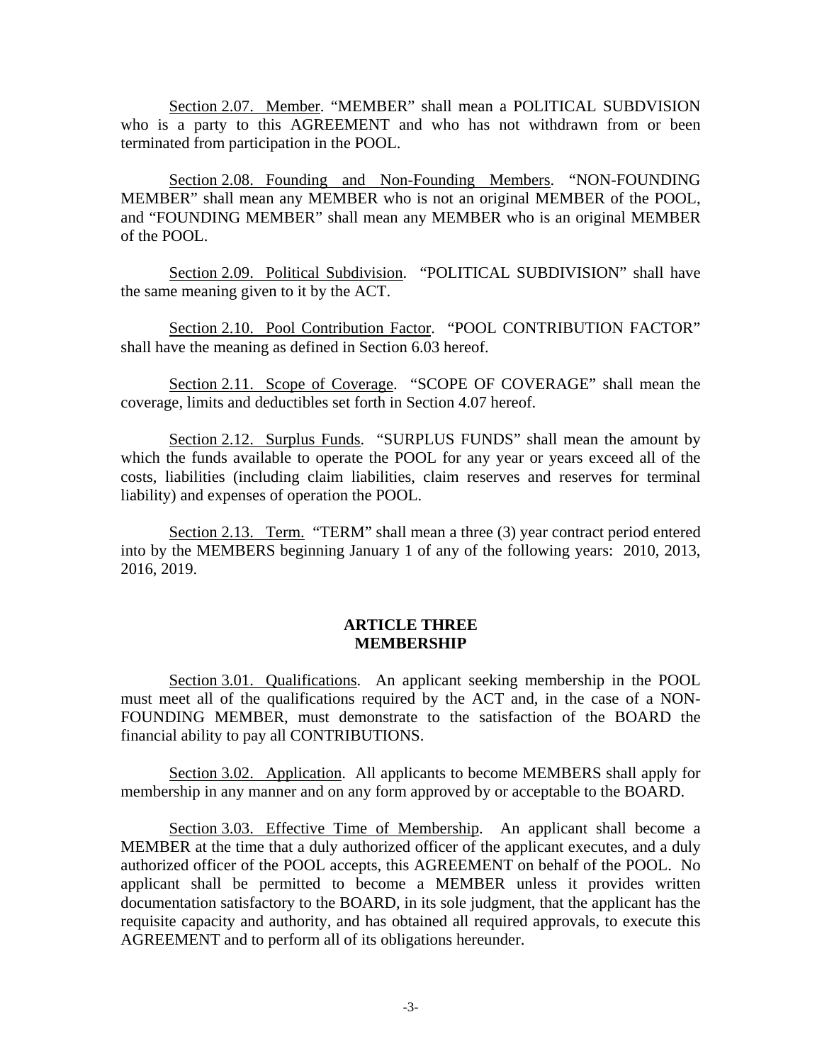Section 2.07. Member. "MEMBER" shall mean a POLITICAL SUBDVISION who is a party to this AGREEMENT and who has not withdrawn from or been terminated from participation in the POOL.

Section 2.08. Founding and Non-Founding Members. "NON-FOUNDING MEMBER" shall mean any MEMBER who is not an original MEMBER of the POOL, and "FOUNDING MEMBER" shall mean any MEMBER who is an original MEMBER of the POOL.

Section 2.09. Political Subdivision. "POLITICAL SUBDIVISION" shall have the same meaning given to it by the ACT.

Section 2.10. Pool Contribution Factor. "POOL CONTRIBUTION FACTOR" shall have the meaning as defined in Section 6.03 hereof.

Section 2.11. Scope of Coverage. "SCOPE OF COVERAGE" shall mean the coverage, limits and deductibles set forth in Section 4.07 hereof.

Section 2.12. Surplus Funds. "SURPLUS FUNDS" shall mean the amount by which the funds available to operate the POOL for any year or years exceed all of the costs, liabilities (including claim liabilities, claim reserves and reserves for terminal liability) and expenses of operation the POOL.

Section 2.13. Term. "TERM" shall mean a three (3) year contract period entered into by the MEMBERS beginning January 1 of any of the following years: 2010, 2013, 2016, 2019.

## ARTICLE THREE
## MEMBERSHIP

Section 3.01. Qualifications. An applicant seeking membership in the POOL must meet all of the qualifications required by the ACT and, in the case of a NON-FOUNDING MEMBER, must demonstrate to the satisfaction of the BOARD the financial ability to pay all CONTRIBUTIONS.

Section 3.02. Application. All applicants to become MEMBERS shall apply for membership in any manner and on any form approved by or acceptable to the BOARD.

Section 3.03. Effective Time of Membership. An applicant shall become a MEMBER at the time that a duly authorized officer of the applicant executes, and a duly authorized officer of the POOL accepts, this AGREEMENT on behalf of the POOL. No applicant shall be permitted to become a MEMBER unless it provides written documentation satisfactory to the BOARD, in its sole judgment, that the applicant has the requisite capacity and authority, and has obtained all required approvals, to execute this AGREEMENT and to perform all of its obligations hereunder.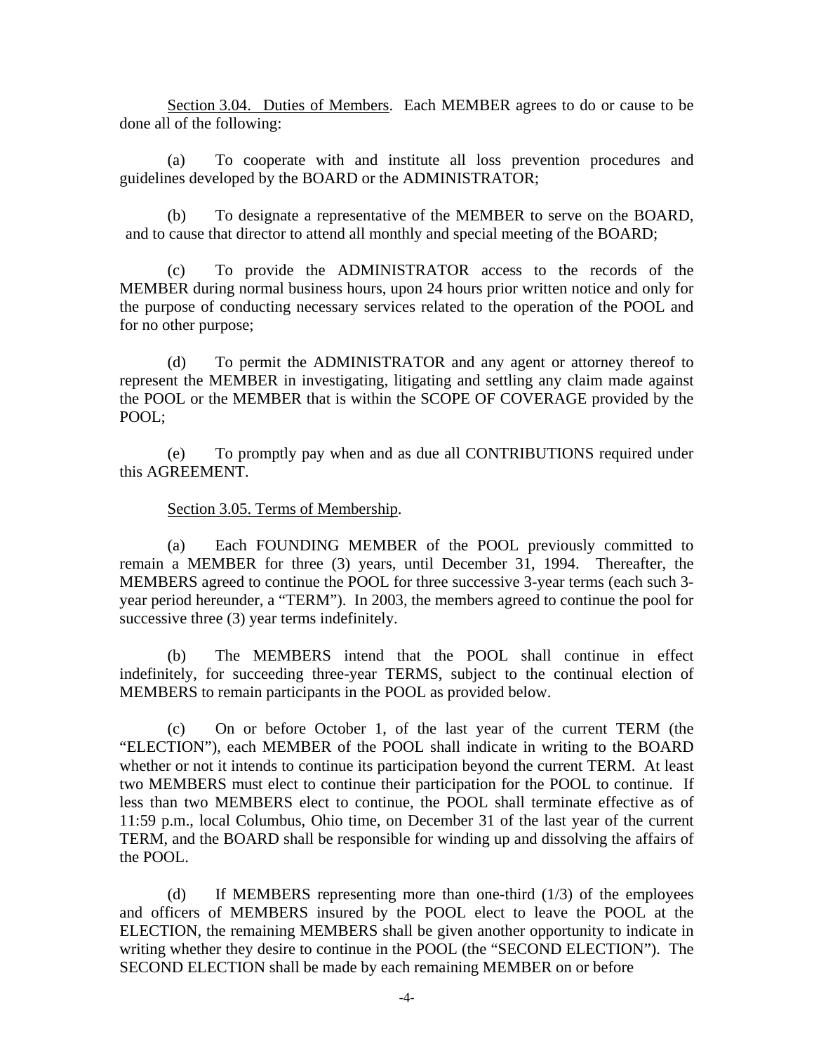Section 3.04. Duties of Members. Each MEMBER agrees to do or cause to be done all of the following:

(a) To cooperate with and institute all loss prevention procedures and guidelines developed by the BOARD or the ADMINISTRATOR;

(b) To designate a representative of the MEMBER to serve on the BOARD, and to cause that director to attend all monthly and special meeting of the BOARD;

(c) To provide the ADMINISTRATOR access to the records of the MEMBER during normal business hours, upon 24 hours prior written notice and only for the purpose of conducting necessary services related to the operation of the POOL and for no other purpose;

(d) To permit the ADMINISTRATOR and any agent or attorney thereof to represent the MEMBER in investigating, litigating and settling any claim made against the POOL or the MEMBER that is within the SCOPE OF COVERAGE provided by the POOL;

(e) To promptly pay when and as due all CONTRIBUTIONS required under this AGREEMENT.

Section 3.05. Terms of Membership.

(a) Each FOUNDING MEMBER of the POOL previously committed to remain a MEMBER for three (3) years, until December 31, 1994. Thereafter, the MEMBERS agreed to continue the POOL for three successive 3-year terms (each such 3-year period hereunder, a "TERM"). In 2003, the members agreed to continue the pool for successive three (3) year terms indefinitely.

(b) The MEMBERS intend that the POOL shall continue in effect indefinitely, for succeeding three-year TERMS, subject to the continual election of MEMBERS to remain participants in the POOL as provided below.

(c) On or before October 1, of the last year of the current TERM (the "ELECTION"), each MEMBER of the POOL shall indicate in writing to the BOARD whether or not it intends to continue its participation beyond the current TERM. At least two MEMBERS must elect to continue their participation for the POOL to continue. If less than two MEMBERS elect to continue, the POOL shall terminate effective as of 11:59 p.m., local Columbus, Ohio time, on December 31 of the last year of the current TERM, and the BOARD shall be responsible for winding up and dissolving the affairs of the POOL.

(d) If MEMBERS representing more than one-third (1/3) of the employees and officers of MEMBERS insured by the POOL elect to leave the POOL at the ELECTION, the remaining MEMBERS shall be given another opportunity to indicate in writing whether they desire to continue in the POOL (the "SECOND ELECTION"). The SECOND ELECTION shall be made by each remaining MEMBER on or before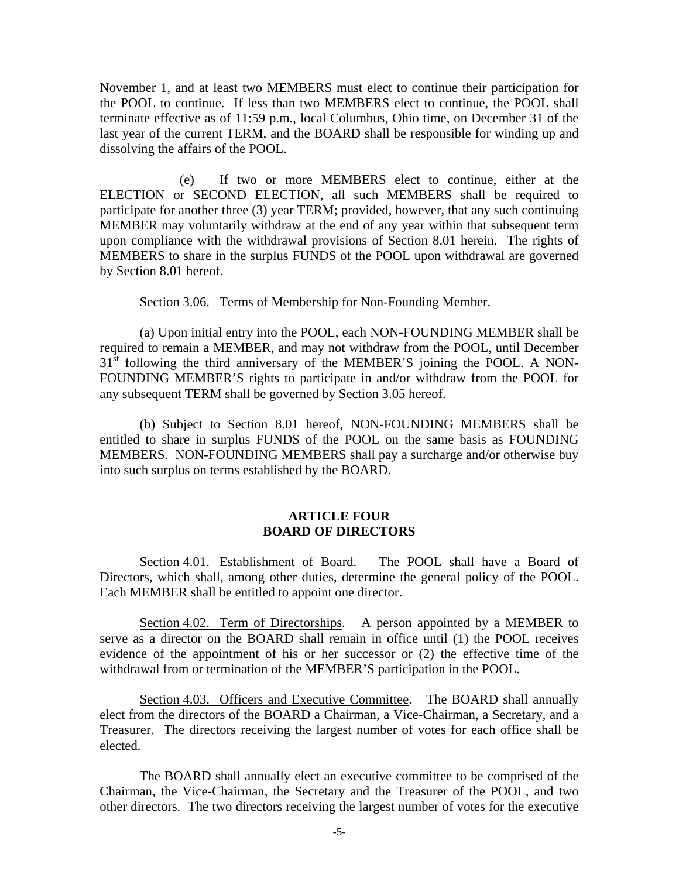November 1, and at least two MEMBERS must elect to continue their participation for the POOL to continue. If less than two MEMBERS elect to continue, the POOL shall terminate effective as of 11:59 p.m., local Columbus, Ohio time, on December 31 of the last year of the current TERM, and the BOARD shall be responsible for winding up and dissolving the affairs of the POOL.

(e) If two or more MEMBERS elect to continue, either at the ELECTION or SECOND ELECTION, all such MEMBERS shall be required to participate for another three (3) year TERM; provided, however, that any such continuing MEMBER may voluntarily withdraw at the end of any year within that subsequent term upon compliance with the withdrawal provisions of Section 8.01 herein. The rights of MEMBERS to share in the surplus FUNDS of the POOL upon withdrawal are governed by Section 8.01 hereof.

Section 3.06. Terms of Membership for Non-Founding Member.

(a) Upon initial entry into the POOL, each NON-FOUNDING MEMBER shall be required to remain a MEMBER, and may not withdraw from the POOL, until December 31st following the third anniversary of the MEMBER'S joining the POOL. A NON-FOUNDING MEMBER'S rights to participate in and/or withdraw from the POOL for any subsequent TERM shall be governed by Section 3.05 hereof.

(b) Subject to Section 8.01 hereof, NON-FOUNDING MEMBERS shall be entitled to share in surplus FUNDS of the POOL on the same basis as FOUNDING MEMBERS. NON-FOUNDING MEMBERS shall pay a surcharge and/or otherwise buy into such surplus on terms established by the BOARD.

## ARTICLE FOUR
## BOARD OF DIRECTORS

Section 4.01. Establishment of Board. The POOL shall have a Board of Directors, which shall, among other duties, determine the general policy of the POOL. Each MEMBER shall be entitled to appoint one director.

Section 4.02. Term of Directorships. A person appointed by a MEMBER to serve as a director on the BOARD shall remain in office until (1) the POOL receives evidence of the appointment of his or her successor or (2) the effective time of the withdrawal from or termination of the MEMBER'S participation in the POOL.

Section 4.03. Officers and Executive Committee. The BOARD shall annually elect from the directors of the BOARD a Chairman, a Vice-Chairman, a Secretary, and a Treasurer. The directors receiving the largest number of votes for each office shall be elected.

The BOARD shall annually elect an executive committee to be comprised of the Chairman, the Vice-Chairman, the Secretary and the Treasurer of the POOL, and two other directors. The two directors receiving the largest number of votes for the executive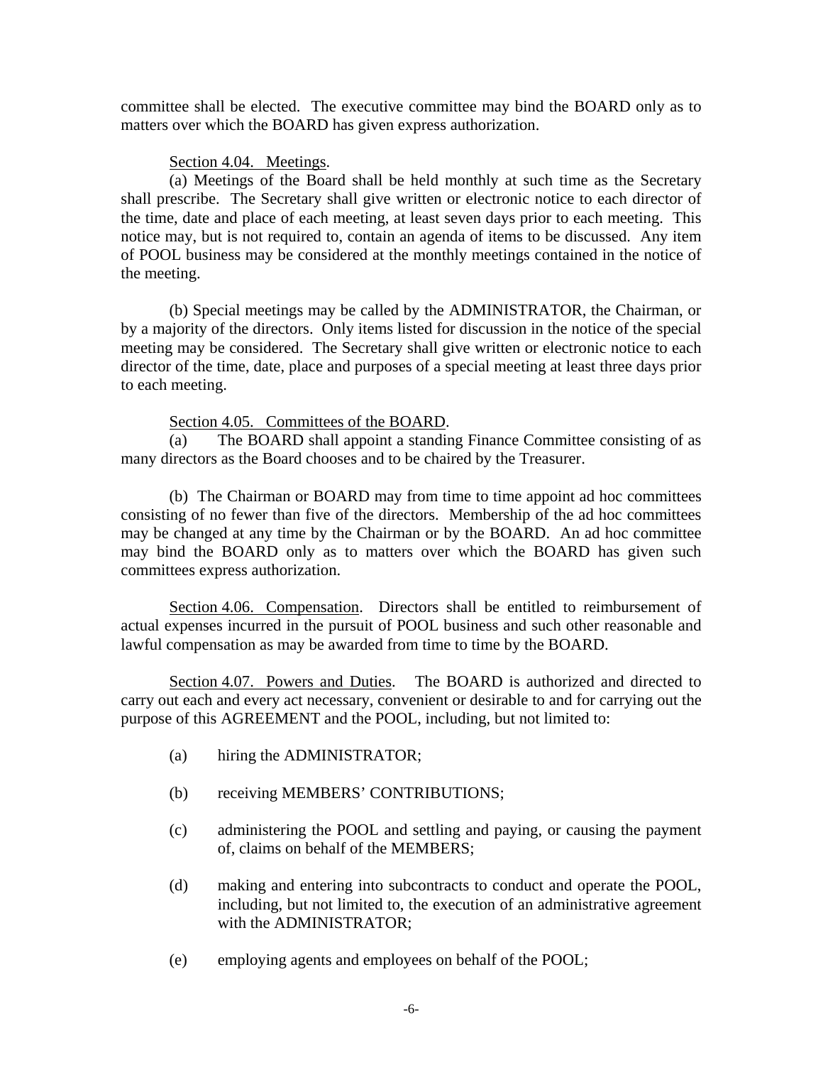committee shall be elected. The executive committee may bind the BOARD only as to matters over which the BOARD has given express authorization.

Section 4.04. Meetings.

(a) Meetings of the Board shall be held monthly at such time as the Secretary shall prescribe. The Secretary shall give written or electronic notice to each director of the time, date and place of each meeting, at least seven days prior to each meeting. This notice may, but is not required to, contain an agenda of items to be discussed. Any item of POOL business may be considered at the monthly meetings contained in the notice of the meeting.

(b) Special meetings may be called by the ADMINISTRATOR, the Chairman, or by a majority of the directors. Only items listed for discussion in the notice of the special meeting may be considered. The Secretary shall give written or electronic notice to each director of the time, date, place and purposes of a special meeting at least three days prior to each meeting.

Section 4.05. Committees of the BOARD.

(a) The BOARD shall appoint a standing Finance Committee consisting of as many directors as the Board chooses and to be chaired by the Treasurer.

(b) The Chairman or BOARD may from time to time appoint ad hoc committees consisting of no fewer than five of the directors. Membership of the ad hoc committees may be changed at any time by the Chairman or by the BOARD. An ad hoc committee may bind the BOARD only as to matters over which the BOARD has given such committees express authorization.

Section 4.06. Compensation. Directors shall be entitled to reimbursement of actual expenses incurred in the pursuit of POOL business and such other reasonable and lawful compensation as may be awarded from time to time by the BOARD.

Section 4.07. Powers and Duties. The BOARD is authorized and directed to carry out each and every act necessary, convenient or desirable to and for carrying out the purpose of this AGREEMENT and the POOL, including, but not limited to:

(a) hiring the ADMINISTRATOR;

(b) receiving MEMBERS' CONTRIBUTIONS;

(c) administering the POOL and settling and paying, or causing the payment of, claims on behalf of the MEMBERS;

(d) making and entering into subcontracts to conduct and operate the POOL, including, but not limited to, the execution of an administrative agreement with the ADMINISTRATOR;

(e) employing agents and employees on behalf of the POOL;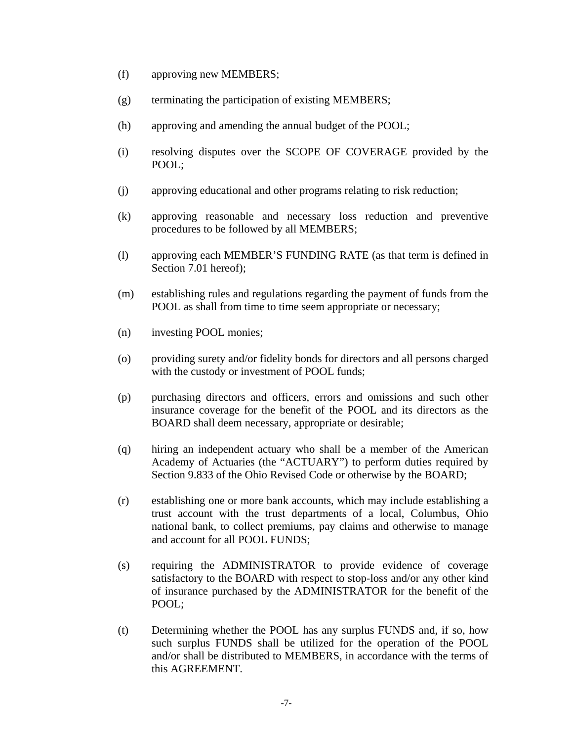(f) approving new MEMBERS;

(g) terminating the participation of existing MEMBERS;

(h) approving and amending the annual budget of the POOL;

(i) resolving disputes over the SCOPE OF COVERAGE provided by the POOL;

(j) approving educational and other programs relating to risk reduction;

(k) approving reasonable and necessary loss reduction and preventive procedures to be followed by all MEMBERS;

(l) approving each MEMBER'S FUNDING RATE (as that term is defined in Section 7.01 hereof);

(m) establishing rules and regulations regarding the payment of funds from the POOL as shall from time to time seem appropriate or necessary;

(n) investing POOL monies;

(o) providing surety and/or fidelity bonds for directors and all persons charged with the custody or investment of POOL funds;

(p) purchasing directors and officers, errors and omissions and such other insurance coverage for the benefit of the POOL and its directors as the BOARD shall deem necessary, appropriate or desirable;

(q) hiring an independent actuary who shall be a member of the American Academy of Actuaries (the "ACTUARY") to perform duties required by Section 9.833 of the Ohio Revised Code or otherwise by the BOARD;

(r) establishing one or more bank accounts, which may include establishing a trust account with the trust departments of a local, Columbus, Ohio national bank, to collect premiums, pay claims and otherwise to manage and account for all POOL FUNDS;

(s) requiring the ADMINISTRATOR to provide evidence of coverage satisfactory to the BOARD with respect to stop-loss and/or any other kind of insurance purchased by the ADMINISTRATOR for the benefit of the POOL;

(t) Determining whether the POOL has any surplus FUNDS and, if so, how such surplus FUNDS shall be utilized for the operation of the POOL and/or shall be distributed to MEMBERS, in accordance with the terms of this AGREEMENT.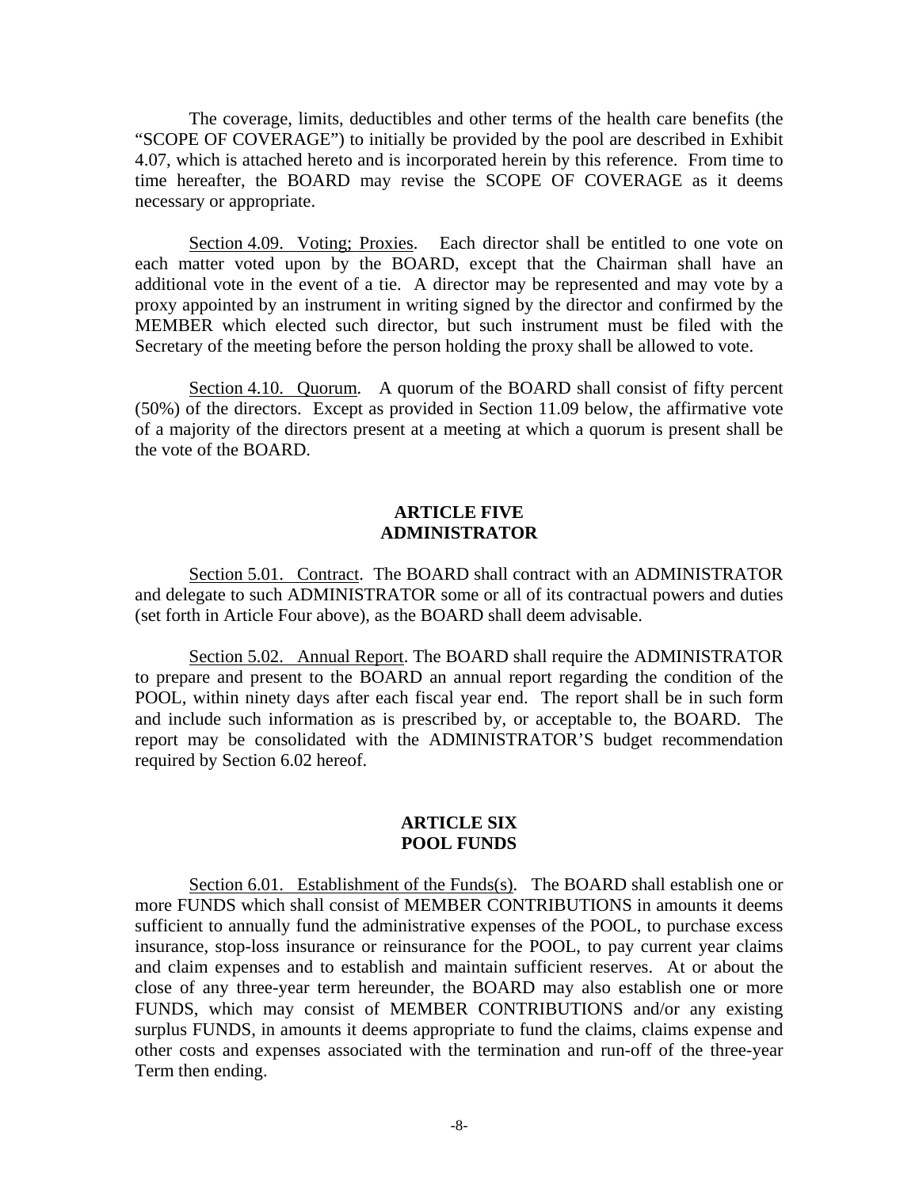The coverage, limits, deductibles and other terms of the health care benefits (the "SCOPE OF COVERAGE") to initially be provided by the pool are described in Exhibit 4.07, which is attached hereto and is incorporated herein by this reference. From time to time hereafter, the BOARD may revise the SCOPE OF COVERAGE as it deems necessary or appropriate.

Section 4.09. Voting; Proxies. Each director shall be entitled to one vote on each matter voted upon by the BOARD, except that the Chairman shall have an additional vote in the event of a tie. A director may be represented and may vote by a proxy appointed by an instrument in writing signed by the director and confirmed by the MEMBER which elected such director, but such instrument must be filed with the Secretary of the meeting before the person holding the proxy shall be allowed to vote.

Section 4.10. Quorum. A quorum of the BOARD shall consist of fifty percent (50%) of the directors. Except as provided in Section 11.09 below, the affirmative vote of a majority of the directors present at a meeting at which a quorum is present shall be the vote of the BOARD.

## ARTICLE FIVE
## ADMINISTRATOR

Section 5.01. Contract. The BOARD shall contract with an ADMINISTRATOR and delegate to such ADMINISTRATOR some or all of its contractual powers and duties (set forth in Article Four above), as the BOARD shall deem advisable.

Section 5.02. Annual Report. The BOARD shall require the ADMINISTRATOR to prepare and present to the BOARD an annual report regarding the condition of the POOL, within ninety days after each fiscal year end. The report shall be in such form and include such information as is prescribed by, or acceptable to, the BOARD. The report may be consolidated with the ADMINISTRATOR'S budget recommendation required by Section 6.02 hereof.

## ARTICLE SIX
## POOL FUNDS

Section 6.01. Establishment of the Funds(s). The BOARD shall establish one or more FUNDS which shall consist of MEMBER CONTRIBUTIONS in amounts it deems sufficient to annually fund the administrative expenses of the POOL, to purchase excess insurance, stop-loss insurance or reinsurance for the POOL, to pay current year claims and claim expenses and to establish and maintain sufficient reserves. At or about the close of any three-year term hereunder, the BOARD may also establish one or more FUNDS, which may consist of MEMBER CONTRIBUTIONS and/or any existing surplus FUNDS, in amounts it deems appropriate to fund the claims, claims expense and other costs and expenses associated with the termination and run-off of the three-year Term then ending.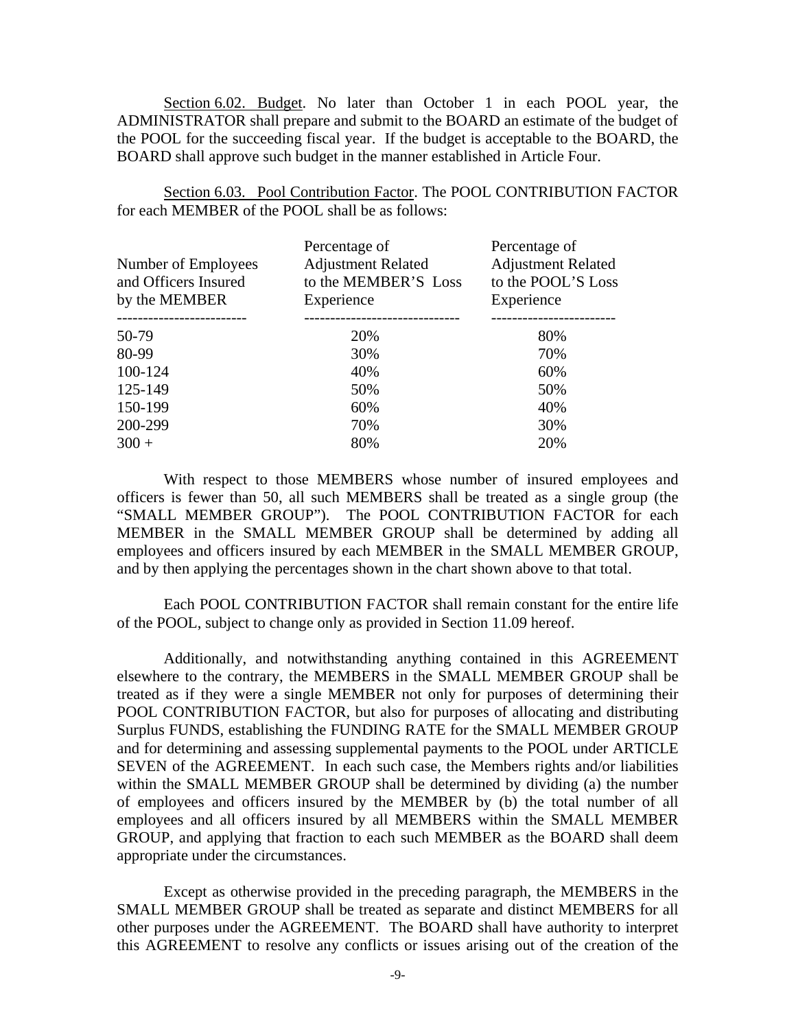Section 6.02. Budget. No later than October 1 in each POOL year, the ADMINISTRATOR shall prepare and submit to the BOARD an estimate of the budget of the POOL for the succeeding fiscal year. If the budget is acceptable to the BOARD, the BOARD shall approve such budget in the manner established in Article Four.

Section 6.03. Pool Contribution Factor. The POOL CONTRIBUTION FACTOR for each MEMBER of the POOL shall be as follows:

| Number of Employees and Officers Insured by the MEMBER | Percentage of Adjustment Related to the MEMBER'S Loss Experience | Percentage of Adjustment Related to the POOL'S Loss Experience |
|---|---|---|
| 50-79 | 20% | 80% |
| 80-99 | 30% | 70% |
| 100-124 | 40% | 60% |
| 125-149 | 50% | 50% |
| 150-199 | 60% | 40% |
| 200-299 | 70% | 30% |
| 300 + | 80% | 20% |

With respect to those MEMBERS whose number of insured employees and officers is fewer than 50, all such MEMBERS shall be treated as a single group (the "SMALL MEMBER GROUP"). The POOL CONTRIBUTION FACTOR for each MEMBER in the SMALL MEMBER GROUP shall be determined by adding all employees and officers insured by each MEMBER in the SMALL MEMBER GROUP, and by then applying the percentages shown in the chart shown above to that total.

Each POOL CONTRIBUTION FACTOR shall remain constant for the entire life of the POOL, subject to change only as provided in Section 11.09 hereof.

Additionally, and notwithstanding anything contained in this AGREEMENT elsewhere to the contrary, the MEMBERS in the SMALL MEMBER GROUP shall be treated as if they were a single MEMBER not only for purposes of determining their POOL CONTRIBUTION FACTOR, but also for purposes of allocating and distributing Surplus FUNDS, establishing the FUNDING RATE for the SMALL MEMBER GROUP and for determining and assessing supplemental payments to the POOL under ARTICLE SEVEN of the AGREEMENT. In each such case, the Members rights and/or liabilities within the SMALL MEMBER GROUP shall be determined by dividing (a) the number of employees and officers insured by the MEMBER by (b) the total number of all employees and all officers insured by all MEMBERS within the SMALL MEMBER GROUP, and applying that fraction to each such MEMBER as the BOARD shall deem appropriate under the circumstances.

Except as otherwise provided in the preceding paragraph, the MEMBERS in the SMALL MEMBER GROUP shall be treated as separate and distinct MEMBERS for all other purposes under the AGREEMENT. The BOARD shall have authority to interpret this AGREEMENT to resolve any conflicts or issues arising out of the creation of the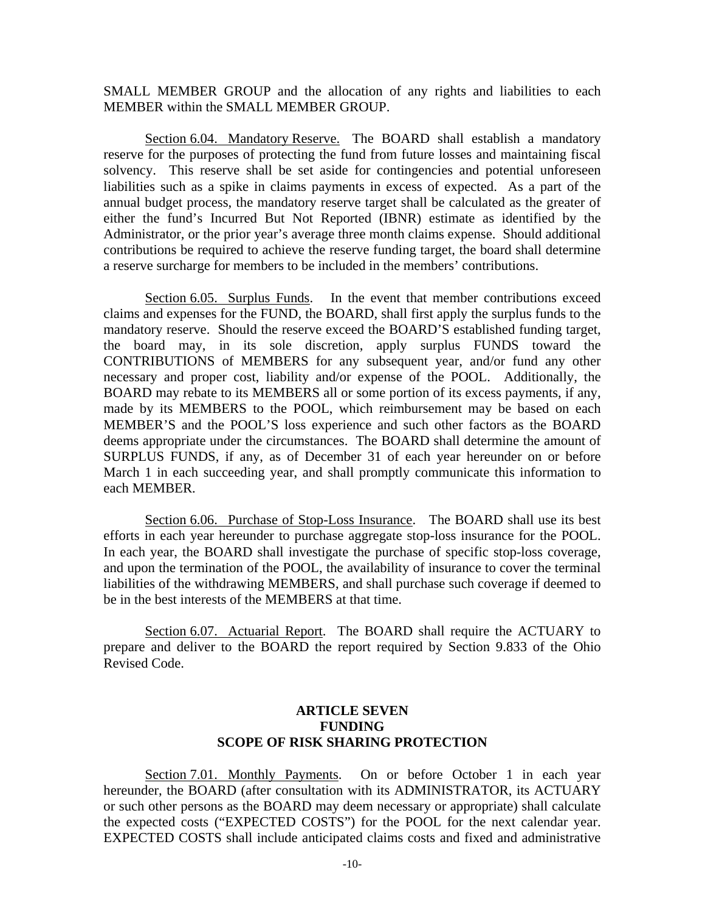SMALL MEMBER GROUP and the allocation of any rights and liabilities to each MEMBER within the SMALL MEMBER GROUP.

Section 6.04. Mandatory Reserve. The BOARD shall establish a mandatory reserve for the purposes of protecting the fund from future losses and maintaining fiscal solvency. This reserve shall be set aside for contingencies and potential unforeseen liabilities such as a spike in claims payments in excess of expected. As a part of the annual budget process, the mandatory reserve target shall be calculated as the greater of either the fund's Incurred But Not Reported (IBNR) estimate as identified by the Administrator, or the prior year's average three month claims expense. Should additional contributions be required to achieve the reserve funding target, the board shall determine a reserve surcharge for members to be included in the members' contributions.

Section 6.05. Surplus Funds. In the event that member contributions exceed claims and expenses for the FUND, the BOARD, shall first apply the surplus funds to the mandatory reserve. Should the reserve exceed the BOARD'S established funding target, the board may, in its sole discretion, apply surplus FUNDS toward the CONTRIBUTIONS of MEMBERS for any subsequent year, and/or fund any other necessary and proper cost, liability and/or expense of the POOL. Additionally, the BOARD may rebate to its MEMBERS all or some portion of its excess payments, if any, made by its MEMBERS to the POOL, which reimbursement may be based on each MEMBER'S and the POOL'S loss experience and such other factors as the BOARD deems appropriate under the circumstances. The BOARD shall determine the amount of SURPLUS FUNDS, if any, as of December 31 of each year hereunder on or before March 1 in each succeeding year, and shall promptly communicate this information to each MEMBER.

Section 6.06. Purchase of Stop-Loss Insurance. The BOARD shall use its best efforts in each year hereunder to purchase aggregate stop-loss insurance for the POOL. In each year, the BOARD shall investigate the purchase of specific stop-loss coverage, and upon the termination of the POOL, the availability of insurance to cover the terminal liabilities of the withdrawing MEMBERS, and shall purchase such coverage if deemed to be in the best interests of the MEMBERS at that time.

Section 6.07. Actuarial Report. The BOARD shall require the ACTUARY to prepare and deliver to the BOARD the report required by Section 9.833 of the Ohio Revised Code.

## ARTICLE SEVEN
## FUNDING
## SCOPE OF RISK SHARING PROTECTION

Section 7.01. Monthly Payments. On or before October 1 in each year hereunder, the BOARD (after consultation with its ADMINISTRATOR, its ACTUARY or such other persons as the BOARD may deem necessary or appropriate) shall calculate the expected costs ("EXPECTED COSTS") for the POOL for the next calendar year. EXPECTED COSTS shall include anticipated claims costs and fixed and administrative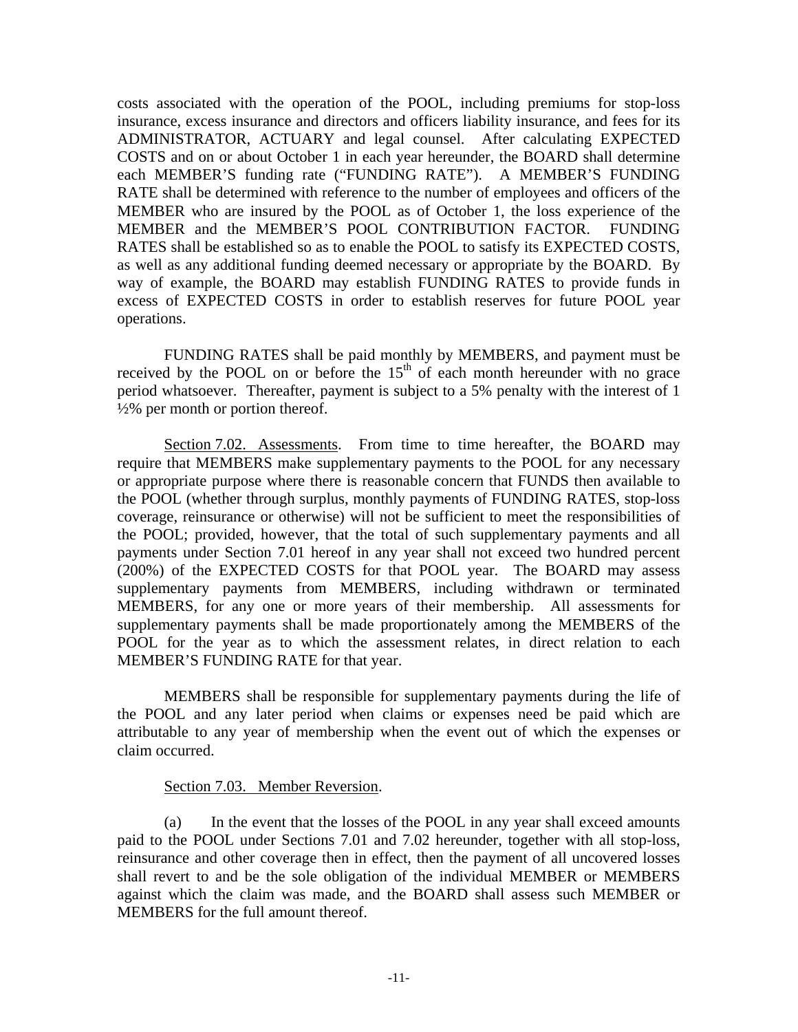costs associated with the operation of the POOL, including premiums for stop-loss insurance, excess insurance and directors and officers liability insurance, and fees for its ADMINISTRATOR, ACTUARY and legal counsel. After calculating EXPECTED COSTS and on or about October 1 in each year hereunder, the BOARD shall determine each MEMBER'S funding rate ("FUNDING RATE"). A MEMBER'S FUNDING RATE shall be determined with reference to the number of employees and officers of the MEMBER who are insured by the POOL as of October 1, the loss experience of the MEMBER and the MEMBER'S POOL CONTRIBUTION FACTOR. FUNDING RATES shall be established so as to enable the POOL to satisfy its EXPECTED COSTS, as well as any additional funding deemed necessary or appropriate by the BOARD. By way of example, the BOARD may establish FUNDING RATES to provide funds in excess of EXPECTED COSTS in order to establish reserves for future POOL year operations.

FUNDING RATES shall be paid monthly by MEMBERS, and payment must be received by the POOL on or before the 15th of each month hereunder with no grace period whatsoever. Thereafter, payment is subject to a 5% penalty with the interest of 1 ½% per month or portion thereof.

Section 7.02. Assessments. From time to time hereafter, the BOARD may require that MEMBERS make supplementary payments to the POOL for any necessary or appropriate purpose where there is reasonable concern that FUNDS then available to the POOL (whether through surplus, monthly payments of FUNDING RATES, stop-loss coverage, reinsurance or otherwise) will not be sufficient to meet the responsibilities of the POOL; provided, however, that the total of such supplementary payments and all payments under Section 7.01 hereof in any year shall not exceed two hundred percent (200%) of the EXPECTED COSTS for that POOL year. The BOARD may assess supplementary payments from MEMBERS, including withdrawn or terminated MEMBERS, for any one or more years of their membership. All assessments for supplementary payments shall be made proportionately among the MEMBERS of the POOL for the year as to which the assessment relates, in direct relation to each MEMBER'S FUNDING RATE for that year.

MEMBERS shall be responsible for supplementary payments during the life of the POOL and any later period when claims or expenses need be paid which are attributable to any year of membership when the event out of which the expenses or claim occurred.

Section 7.03. Member Reversion.

(a) In the event that the losses of the POOL in any year shall exceed amounts paid to the POOL under Sections 7.01 and 7.02 hereunder, together with all stop-loss, reinsurance and other coverage then in effect, then the payment of all uncovered losses shall revert to and be the sole obligation of the individual MEMBER or MEMBERS against which the claim was made, and the BOARD shall assess such MEMBER or MEMBERS for the full amount thereof.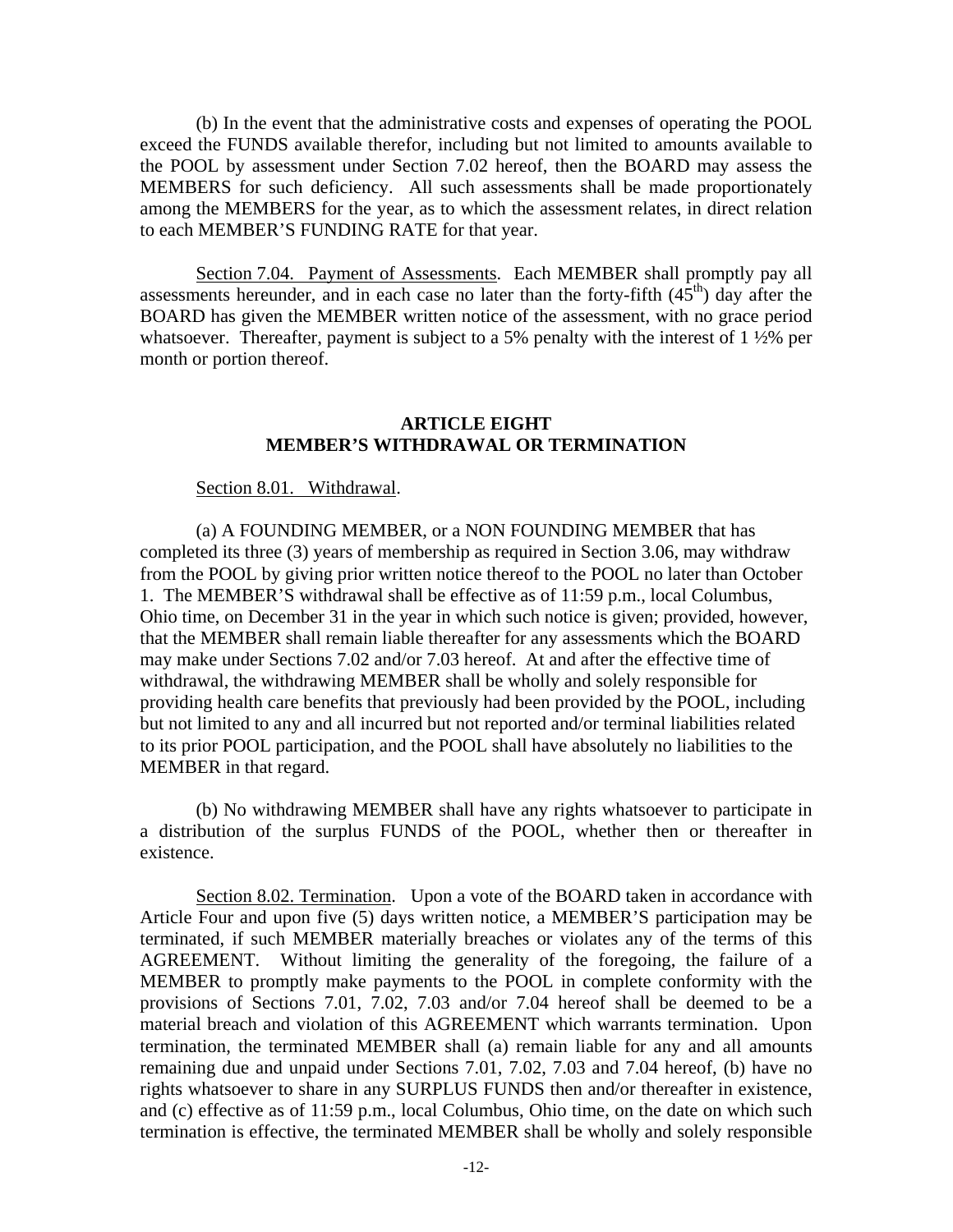(b) In the event that the administrative costs and expenses of operating the POOL exceed the FUNDS available therefor, including but not limited to amounts available to the POOL by assessment under Section 7.02 hereof, then the BOARD may assess the MEMBERS for such deficiency. All such assessments shall be made proportionately among the MEMBERS for the year, as to which the assessment relates, in direct relation to each MEMBER'S FUNDING RATE for that year.

Section 7.04. Payment of Assessments. Each MEMBER shall promptly pay all assessments hereunder, and in each case no later than the forty-fifth (45th) day after the BOARD has given the MEMBER written notice of the assessment, with no grace period whatsoever. Thereafter, payment is subject to a 5% penalty with the interest of 1 ½% per month or portion thereof.

## ARTICLE EIGHT
## MEMBER'S WITHDRAWAL OR TERMINATION

Section 8.01. Withdrawal.

(a) A FOUNDING MEMBER, or a NON FOUNDING MEMBER that has completed its three (3) years of membership as required in Section 3.06, may withdraw from the POOL by giving prior written notice thereof to the POOL no later than October 1. The MEMBER'S withdrawal shall be effective as of 11:59 p.m., local Columbus, Ohio time, on December 31 in the year in which such notice is given; provided, however, that the MEMBER shall remain liable thereafter for any assessments which the BOARD may make under Sections 7.02 and/or 7.03 hereof. At and after the effective time of withdrawal, the withdrawing MEMBER shall be wholly and solely responsible for providing health care benefits that previously had been provided by the POOL, including but not limited to any and all incurred but not reported and/or terminal liabilities related to its prior POOL participation, and the POOL shall have absolutely no liabilities to the MEMBER in that regard.

(b) No withdrawing MEMBER shall have any rights whatsoever to participate in a distribution of the surplus FUNDS of the POOL, whether then or thereafter in existence.

Section 8.02. Termination. Upon a vote of the BOARD taken in accordance with Article Four and upon five (5) days written notice, a MEMBER'S participation may be terminated, if such MEMBER materially breaches or violates any of the terms of this AGREEMENT. Without limiting the generality of the foregoing, the failure of a MEMBER to promptly make payments to the POOL in complete conformity with the provisions of Sections 7.01, 7.02, 7.03 and/or 7.04 hereof shall be deemed to be a material breach and violation of this AGREEMENT which warrants termination. Upon termination, the terminated MEMBER shall (a) remain liable for any and all amounts remaining due and unpaid under Sections 7.01, 7.02, 7.03 and 7.04 hereof, (b) have no rights whatsoever to share in any SURPLUS FUNDS then and/or thereafter in existence, and (c) effective as of 11:59 p.m., local Columbus, Ohio time, on the date on which such termination is effective, the terminated MEMBER shall be wholly and solely responsible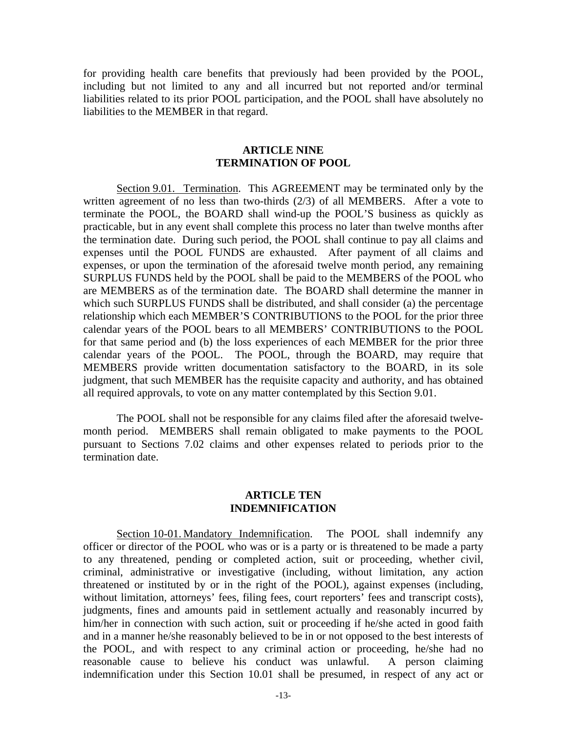for providing health care benefits that previously had been provided by the POOL, including but not limited to any and all incurred but not reported and/or terminal liabilities related to its prior POOL participation, and the POOL shall have absolutely no liabilities to the MEMBER in that regard.

## ARTICLE NINE
## TERMINATION OF POOL

Section 9.01. Termination. This AGREEMENT may be terminated only by the written agreement of no less than two-thirds (2/3) of all MEMBERS. After a vote to terminate the POOL, the BOARD shall wind-up the POOL'S business as quickly as practicable, but in any event shall complete this process no later than twelve months after the termination date. During such period, the POOL shall continue to pay all claims and expenses until the POOL FUNDS are exhausted. After payment of all claims and expenses, or upon the termination of the aforesaid twelve month period, any remaining SURPLUS FUNDS held by the POOL shall be paid to the MEMBERS of the POOL who are MEMBERS as of the termination date. The BOARD shall determine the manner in which such SURPLUS FUNDS shall be distributed, and shall consider (a) the percentage relationship which each MEMBER'S CONTRIBUTIONS to the POOL for the prior three calendar years of the POOL bears to all MEMBERS' CONTRIBUTIONS to the POOL for that same period and (b) the loss experiences of each MEMBER for the prior three calendar years of the POOL. The POOL, through the BOARD, may require that MEMBERS provide written documentation satisfactory to the BOARD, in its sole judgment, that such MEMBER has the requisite capacity and authority, and has obtained all required approvals, to vote on any matter contemplated by this Section 9.01.

The POOL shall not be responsible for any claims filed after the aforesaid twelve-month period. MEMBERS shall remain obligated to make payments to the POOL pursuant to Sections 7.02 claims and other expenses related to periods prior to the termination date.

## ARTICLE TEN
## INDEMNIFICATION

Section 10-01. Mandatory Indemnification. The POOL shall indemnify any officer or director of the POOL who was or is a party or is threatened to be made a party to any threatened, pending or completed action, suit or proceeding, whether civil, criminal, administrative or investigative (including, without limitation, any action threatened or instituted by or in the right of the POOL), against expenses (including, without limitation, attorneys' fees, filing fees, court reporters' fees and transcript costs), judgments, fines and amounts paid in settlement actually and reasonably incurred by him/her in connection with such action, suit or proceeding if he/she acted in good faith and in a manner he/she reasonably believed to be in or not opposed to the best interests of the POOL, and with respect to any criminal action or proceeding, he/she had no reasonable cause to believe his conduct was unlawful. A person claiming indemnification under this Section 10.01 shall be presumed, in respect of any act or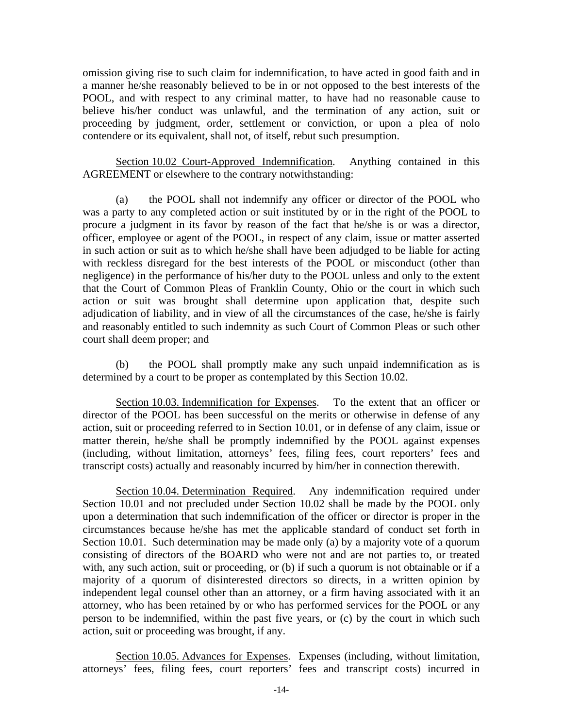omission giving rise to such claim for indemnification, to have acted in good faith and in a manner he/she reasonably believed to be in or not opposed to the best interests of the POOL, and with respect to any criminal matter, to have had no reasonable cause to believe his/her conduct was unlawful, and the termination of any action, suit or proceeding by judgment, order, settlement or conviction, or upon a plea of nolo contendere or its equivalent, shall not, of itself, rebut such presumption.

Section 10.02 Court-Approved Indemnification. Anything contained in this AGREEMENT or elsewhere to the contrary notwithstanding:

(a) the POOL shall not indemnify any officer or director of the POOL who was a party to any completed action or suit instituted by or in the right of the POOL to procure a judgment in its favor by reason of the fact that he/she is or was a director, officer, employee or agent of the POOL, in respect of any claim, issue or matter asserted in such action or suit as to which he/she shall have been adjudged to be liable for acting with reckless disregard for the best interests of the POOL or misconduct (other than negligence) in the performance of his/her duty to the POOL unless and only to the extent that the Court of Common Pleas of Franklin County, Ohio or the court in which such action or suit was brought shall determine upon application that, despite such adjudication of liability, and in view of all the circumstances of the case, he/she is fairly and reasonably entitled to such indemnity as such Court of Common Pleas or such other court shall deem proper; and

(b) the POOL shall promptly make any such unpaid indemnification as is determined by a court to be proper as contemplated by this Section 10.02.

Section 10.03. Indemnification for Expenses. To the extent that an officer or director of the POOL has been successful on the merits or otherwise in defense of any action, suit or proceeding referred to in Section 10.01, or in defense of any claim, issue or matter therein, he/she shall be promptly indemnified by the POOL against expenses (including, without limitation, attorneys' fees, filing fees, court reporters' fees and transcript costs) actually and reasonably incurred by him/her in connection therewith.

Section 10.04. Determination Required. Any indemnification required under Section 10.01 and not precluded under Section 10.02 shall be made by the POOL only upon a determination that such indemnification of the officer or director is proper in the circumstances because he/she has met the applicable standard of conduct set forth in Section 10.01. Such determination may be made only (a) by a majority vote of a quorum consisting of directors of the BOARD who were not and are not parties to, or treated with, any such action, suit or proceeding, or (b) if such a quorum is not obtainable or if a majority of a quorum of disinterested directors so directs, in a written opinion by independent legal counsel other than an attorney, or a firm having associated with it an attorney, who has been retained by or who has performed services for the POOL or any person to be indemnified, within the past five years, or (c) by the court in which such action, suit or proceeding was brought, if any.

Section 10.05. Advances for Expenses. Expenses (including, without limitation, attorneys' fees, filing fees, court reporters' fees and transcript costs) incurred in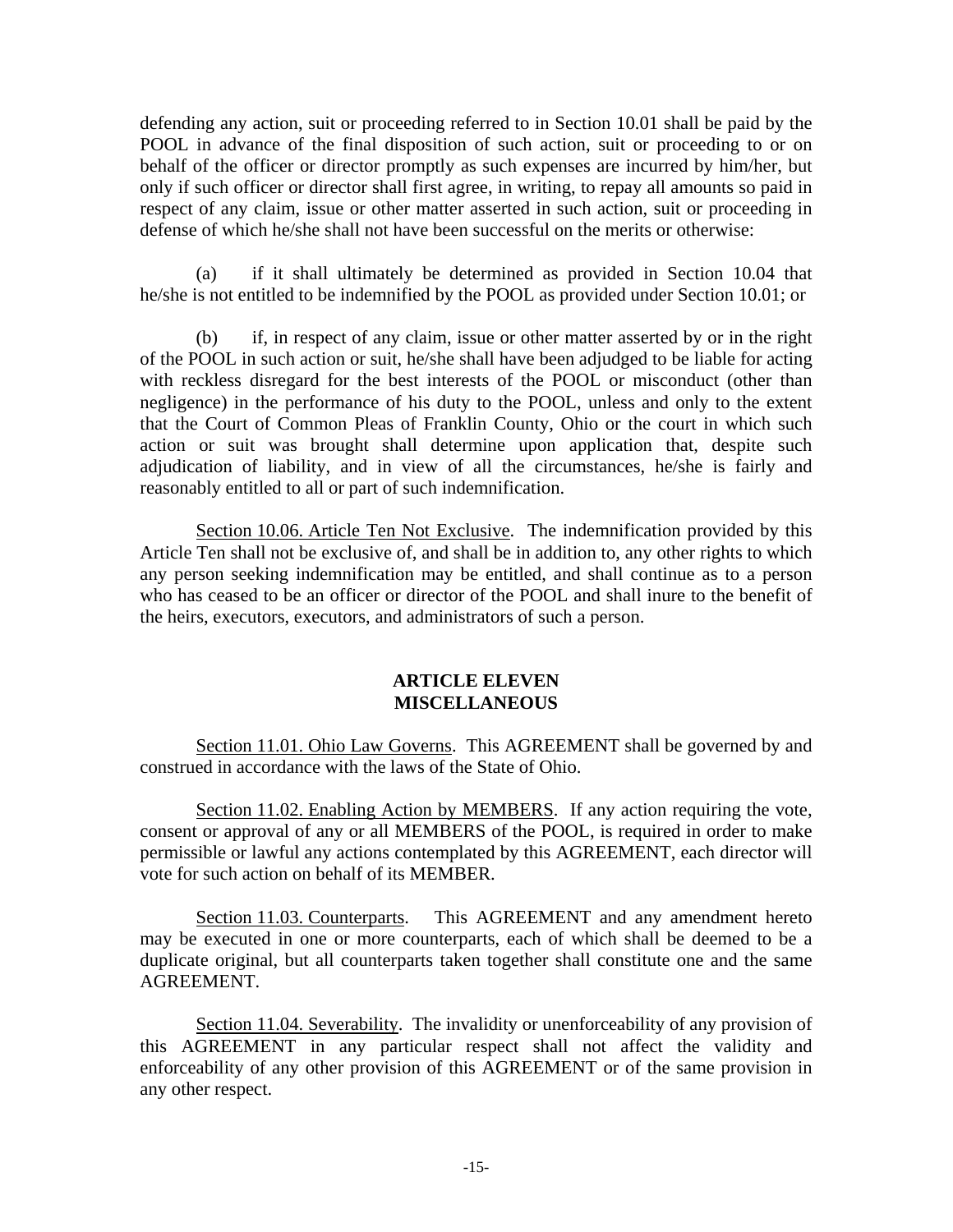defending any action, suit or proceeding referred to in Section 10.01 shall be paid by the POOL in advance of the final disposition of such action, suit or proceeding to or on behalf of the officer or director promptly as such expenses are incurred by him/her, but only if such officer or director shall first agree, in writing, to repay all amounts so paid in respect of any claim, issue or other matter asserted in such action, suit or proceeding in defense of which he/she shall not have been successful on the merits or otherwise:

(a) if it shall ultimately be determined as provided in Section 10.04 that he/she is not entitled to be indemnified by the POOL as provided under Section 10.01; or

(b) if, in respect of any claim, issue or other matter asserted by or in the right of the POOL in such action or suit, he/she shall have been adjudged to be liable for acting with reckless disregard for the best interests of the POOL or misconduct (other than negligence) in the performance of his duty to the POOL, unless and only to the extent that the Court of Common Pleas of Franklin County, Ohio or the court in which such action or suit was brought shall determine upon application that, despite such adjudication of liability, and in view of all the circumstances, he/she is fairly and reasonably entitled to all or part of such indemnification.

Section 10.06. Article Ten Not Exclusive. The indemnification provided by this Article Ten shall not be exclusive of, and shall be in addition to, any other rights to which any person seeking indemnification may be entitled, and shall continue as to a person who has ceased to be an officer or director of the POOL and shall inure to the benefit of the heirs, executors, executors, and administrators of such a person.

## ARTICLE ELEVEN
## MISCELLANEOUS

Section 11.01. Ohio Law Governs. This AGREEMENT shall be governed by and construed in accordance with the laws of the State of Ohio.

Section 11.02. Enabling Action by MEMBERS. If any action requiring the vote, consent or approval of any or all MEMBERS of the POOL, is required in order to make permissible or lawful any actions contemplated by this AGREEMENT, each director will vote for such action on behalf of its MEMBER.

Section 11.03. Counterparts. This AGREEMENT and any amendment hereto may be executed in one or more counterparts, each of which shall be deemed to be a duplicate original, but all counterparts taken together shall constitute one and the same AGREEMENT.

Section 11.04. Severability. The invalidity or unenforceability of any provision of this AGREEMENT in any particular respect shall not affect the validity and enforceability of any other provision of this AGREEMENT or of the same provision in any other respect.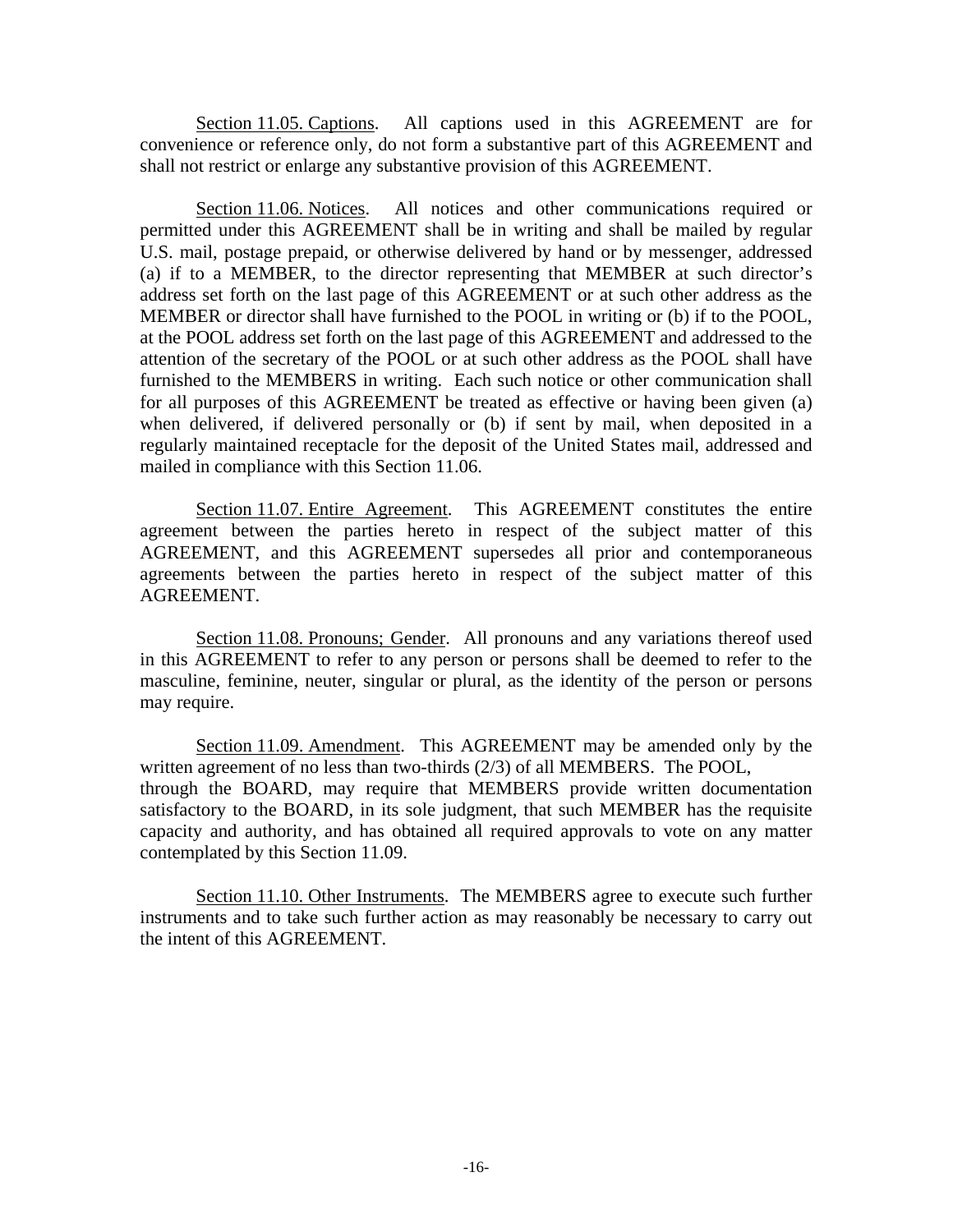Section 11.05. Captions. All captions used in this AGREEMENT are for convenience or reference only, do not form a substantive part of this AGREEMENT and shall not restrict or enlarge any substantive provision of this AGREEMENT.

Section 11.06. Notices. All notices and other communications required or permitted under this AGREEMENT shall be in writing and shall be mailed by regular U.S. mail, postage prepaid, or otherwise delivered by hand or by messenger, addressed (a) if to a MEMBER, to the director representing that MEMBER at such director's address set forth on the last page of this AGREEMENT or at such other address as the MEMBER or director shall have furnished to the POOL in writing or (b) if to the POOL, at the POOL address set forth on the last page of this AGREEMENT and addressed to the attention of the secretary of the POOL or at such other address as the POOL shall have furnished to the MEMBERS in writing. Each such notice or other communication shall for all purposes of this AGREEMENT be treated as effective or having been given (a) when delivered, if delivered personally or (b) if sent by mail, when deposited in a regularly maintained receptacle for the deposit of the United States mail, addressed and mailed in compliance with this Section 11.06.

Section 11.07. Entire Agreement. This AGREEMENT constitutes the entire agreement between the parties hereto in respect of the subject matter of this AGREEMENT, and this AGREEMENT supersedes all prior and contemporaneous agreements between the parties hereto in respect of the subject matter of this AGREEMENT.

Section 11.08. Pronouns; Gender. All pronouns and any variations thereof used in this AGREEMENT to refer to any person or persons shall be deemed to refer to the masculine, feminine, neuter, singular or plural, as the identity of the person or persons may require.

Section 11.09. Amendment. This AGREEMENT may be amended only by the written agreement of no less than two-thirds (2/3) of all MEMBERS. The POOL, through the BOARD, may require that MEMBERS provide written documentation satisfactory to the BOARD, in its sole judgment, that such MEMBER has the requisite capacity and authority, and has obtained all required approvals to vote on any matter contemplated by this Section 11.09.

Section 11.10. Other Instruments. The MEMBERS agree to execute such further instruments and to take such further action as may reasonably be necessary to carry out the intent of this AGREEMENT.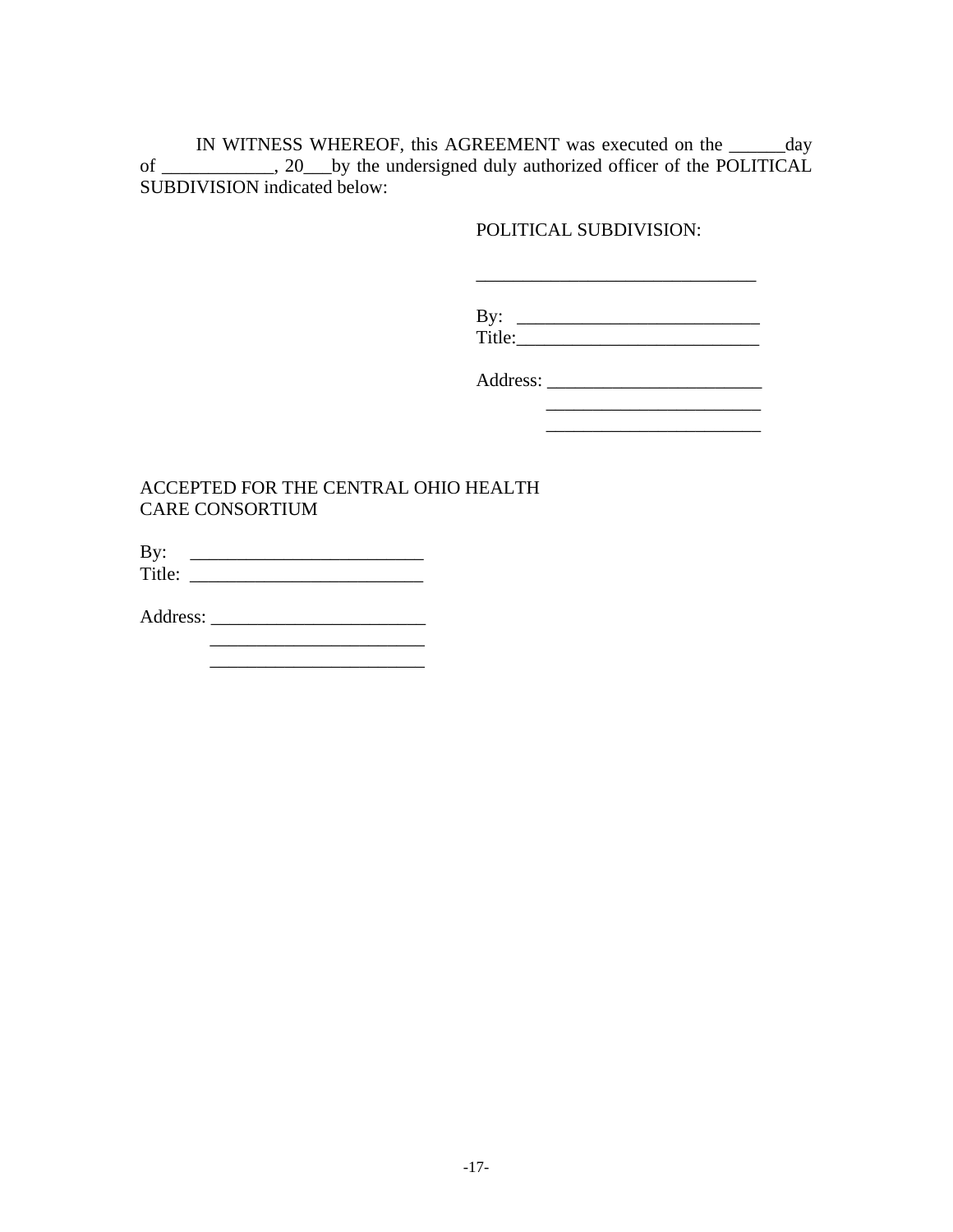IN WITNESS WHEREOF, this AGREEMENT was executed on the ______day of ____________, 20___by the undersigned duly authorized officer of the POLITICAL SUBDIVISION indicated below:

POLITICAL SUBDIVISION:

______________________________

By: __________________________
Title:__________________________

Address: _______________________
_______________________
_______________________

ACCEPTED FOR THE CENTRAL OHIO HEALTH CARE CONSORTIUM

By: ________________________
Title: ________________________

Address: _______________________
_______________________
_______________________